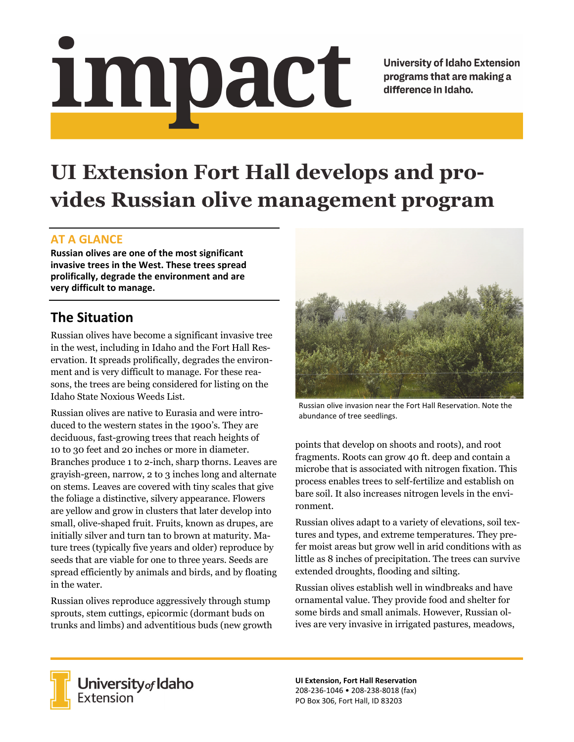# impact

University of Idaho Extension programs that are making a difference in Idaho.

# UI Extension Fort Hall develops and provides Russian olive management program

## AT A GLANCE

**Russian olives are one of the most significant invasive trees in the West. These trees spread prolifically, degrade the environment and are very difficult to manage.**

## The Situation

Russian olives have become a significant invasive tree in the west, including in Idaho and the Fort Hall Reservation. It spreads prolifically, degrades the environment and is very difficult to manage. For these reasons, the trees are being considered for listing on the Idaho State Noxious Weeds List.

Russian olives are native to Eurasia and were introduced to the western states in the 1900's. They are deciduous, fast-growing trees that reach heights of 10 to 30 feet and 20 inches or more in diameter. Branches produce 1 to 2-inch, sharp thorns. Leaves are grayish-green, narrow, 2 to 3 inches long and alternate on stems. Leaves are covered with tiny scales that give the foliage a distinctive, silvery appearance. Flowers are yellow and grow in clusters that later develop into small, olive-shaped fruit. Fruits, known as drupes, are initially silver and turn tan to brown at maturity. Mature trees (typically five years and older) reproduce by seeds that are viable for one to three years. Seeds are spread efficiently by animals and birds, and by floating in the water.

Russian olives reproduce aggressively through stump sprouts, stem cuttings, epicormic (dormant buds on trunks and limbs) and adventitious buds (new growth points that develop on shoots and roots), and root fragments. Roots can grow 40 ft. deep and contain a microbe that is associated with nitrogen fixation. This process enables trees to self-fertilize and establish on bare soil. It also increases nitrogen levels in the environment.

Russian olive invasion near the Fort Hall Reservation. Note the abundance of tree seedlings.

Russian olives adapt to a variety of elevations, soil textures and types, and extreme temperatures. They prefer moist areas but grow well in arid conditions with as little as 8 inches of precipitation. The trees can survive extended droughts, flooding and silting.

Russian olives establish well in windbreaks and have ornamental value. They provide food and shelter for some birds and small animals. However, Russian olives are very invasive in irrigated pastures, meadows,

University of Idaho Extension

**UI Extension, Fort Hall Reservation**
208-236-1046 • 208-238-8018 (fax)
PO Box 306, Fort Hall, ID 83203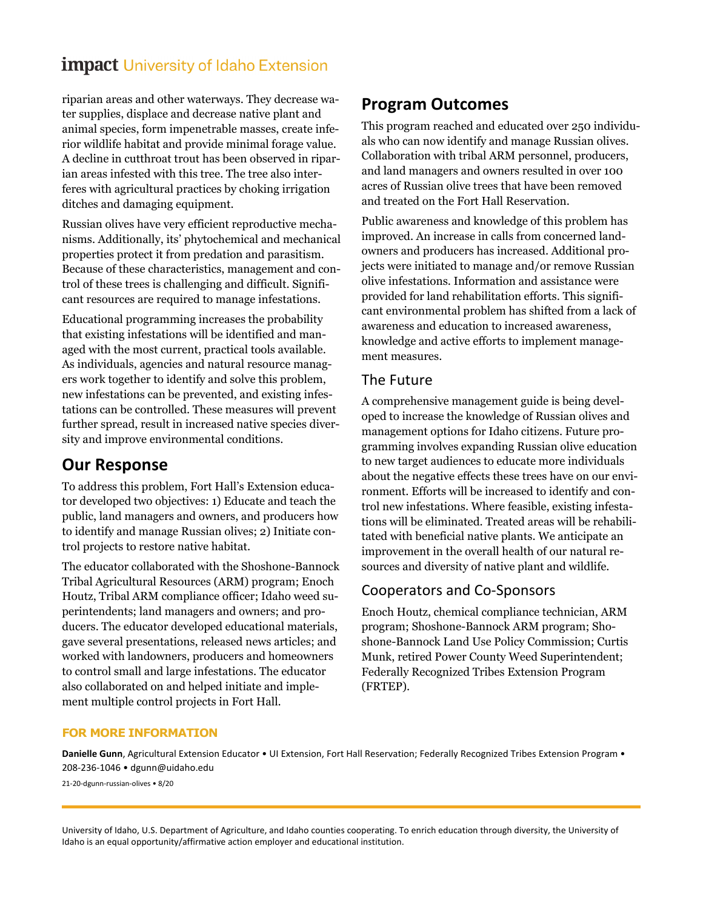riparian areas and other waterways. They decrease water supplies, displace and decrease native plant and animal species, form impenetrable masses, create inferior wildlife habitat and provide minimal forage value. A decline in cutthroat trout has been observed in riparian areas infested with this tree. The tree also interferes with agricultural practices by choking irrigation ditches and damaging equipment.

Russian olives have very efficient reproductive mechanisms. Additionally, its' phytochemical and mechanical properties protect it from predation and parasitism. Because of these characteristics, management and control of these trees is challenging and difficult. Significant resources are required to manage infestations.

Educational programming increases the probability that existing infestations will be identified and managed with the most current, practical tools available. As individuals, agencies and natural resource managers work together to identify and solve this problem, new infestations can be prevented, and existing infestations can be controlled. These measures will prevent further spread, result in increased native species diversity and improve environmental conditions.

## Our Response

To address this problem, Fort Hall's Extension educator developed two objectives: 1) Educate and teach the public, land managers and owners, and producers how to identify and manage Russian olives; 2) Initiate control projects to restore native habitat.

The educator collaborated with the Shoshone-Bannock Tribal Agricultural Resources (ARM) program; Enoch Houtz, Tribal ARM compliance officer; Idaho weed superintendents; land managers and owners; and producers. The educator developed educational materials, gave several presentations, released news articles; and worked with landowners, producers and homeowners to control small and large infestations. The educator also collaborated on and helped initiate and implement multiple control projects in Fort Hall.

## Program Outcomes

This program reached and educated over 250 individuals who can now identify and manage Russian olives. Collaboration with tribal ARM personnel, producers, and land managers and owners resulted in over 100 acres of Russian olive trees that have been removed and treated on the Fort Hall Reservation.

Public awareness and knowledge of this problem has improved. An increase in calls from concerned landowners and producers has increased. Additional projects were initiated to manage and/or remove Russian olive infestations. Information and assistance were provided for land rehabilitation efforts. This significant environmental problem has shifted from a lack of awareness and education to increased awareness, knowledge and active efforts to implement management measures.

### The Future

A comprehensive management guide is being developed to increase the knowledge of Russian olives and management options for Idaho citizens. Future programming involves expanding Russian olive education to new target audiences to educate more individuals about the negative effects these trees have on our environment. Efforts will be increased to identify and control new infestations. Where feasible, existing infestations will be eliminated. Treated areas will be rehabilitated with beneficial native plants. We anticipate an improvement in the overall health of our natural resources and diversity of native plant and wildlife.

### Cooperators and Co-Sponsors

Enoch Houtz, chemical compliance technician, ARM program; Shoshone-Bannock ARM program; Shoshone-Bannock Land Use Policy Commission; Curtis Munk, retired Power County Weed Superintendent; Federally Recognized Tribes Extension Program (FRTEP).

**FOR MORE INFORMATION**

**Danielle Gunn**, Agricultural Extension Educator • UI Extension, Fort Hall Reservation; Federally Recognized Tribes Extension Program • 208-236-1046 • dgunn@uidaho.edu

21-20-dgunn-russian-olives • 8/20

University of Idaho, U.S. Department of Agriculture, and Idaho counties cooperating. To enrich education through diversity, the University of Idaho is an equal opportunity/affirmative action employer and educational institution.